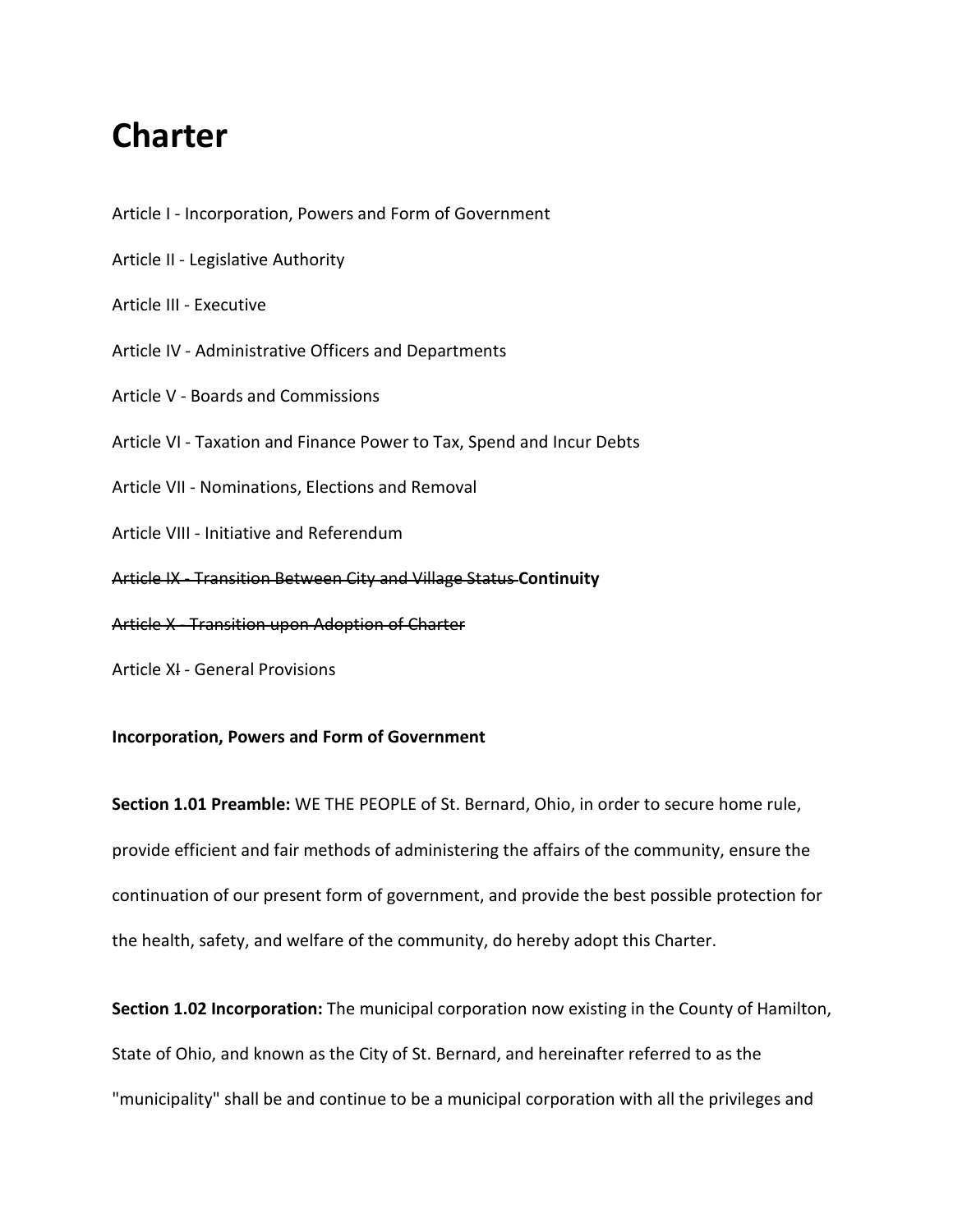# Charter

Article I - Incorporation, Powers and Form of Government

Article II - Legislative Authority

Article III - Executive

Article IV - Administrative Officers and Departments

Article V - Boards and Commissions

Article VI - Taxation and Finance Power to Tax, Spend and Incur Debts

Article VII - Nominations, Elections and Removal

Article VIII - Initiative and Referendum

~~Article IX - Transition Between City and Village Status~~ **Continuity**

~~Article X - Transition upon Adoption of Charter~~

Article X~~I~~ - General Provisions

**Incorporation, Powers and Form of Government**

**Section 1.01 Preamble:** WE THE PEOPLE of St. Bernard, Ohio, in order to secure home rule, provide efficient and fair methods of administering the affairs of the community, ensure the continuation of our present form of government, and provide the best possible protection for the health, safety, and welfare of the community, do hereby adopt this Charter.

**Section 1.02 Incorporation:** The municipal corporation now existing in the County of Hamilton, State of Ohio, and known as the City of St. Bernard, and hereinafter referred to as the "municipality" shall be and continue to be a municipal corporation with all the privileges and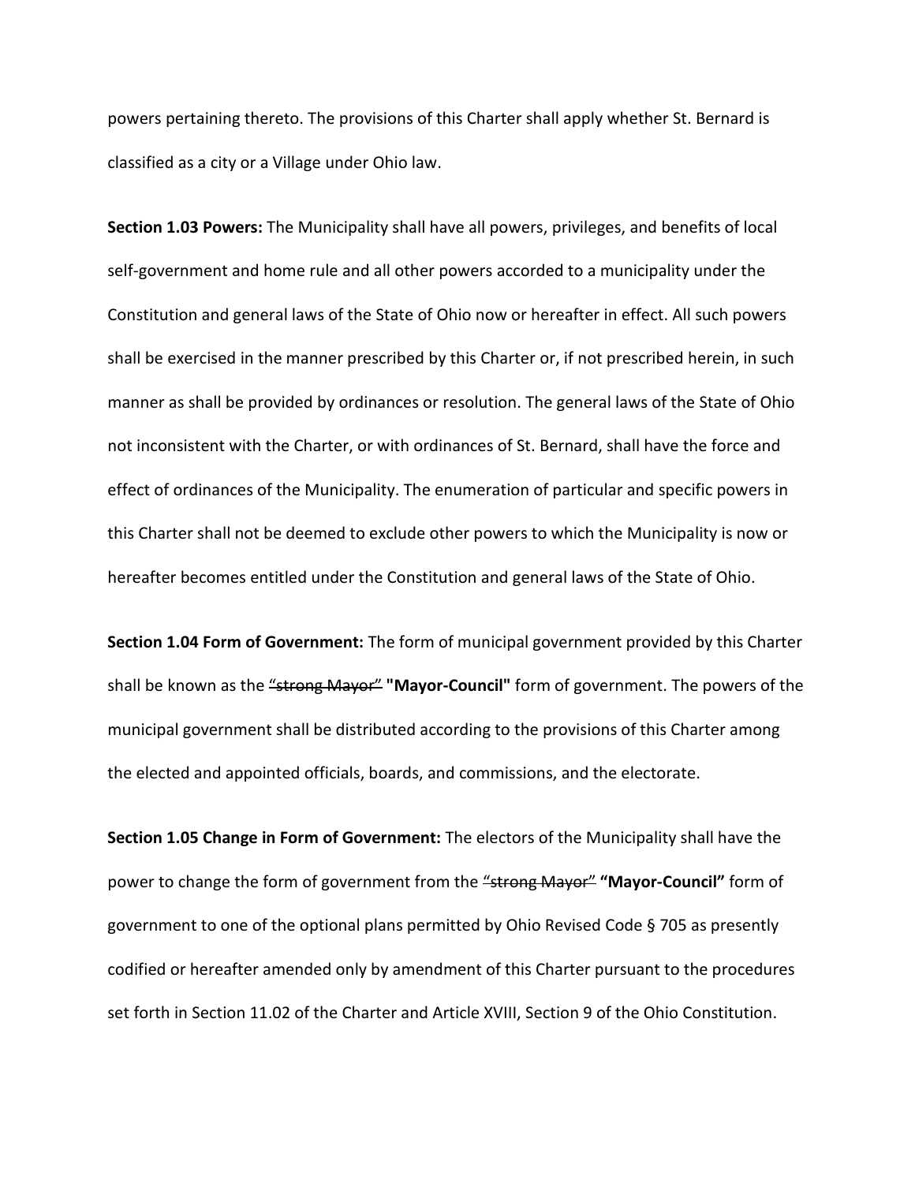powers pertaining thereto. The provisions of this Charter shall apply whether St. Bernard is classified as a city or a Village under Ohio law.

**Section 1.03 Powers:** The Municipality shall have all powers, privileges, and benefits of local self-government and home rule and all other powers accorded to a municipality under the Constitution and general laws of the State of Ohio now or hereafter in effect. All such powers shall be exercised in the manner prescribed by this Charter or, if not prescribed herein, in such manner as shall be provided by ordinances or resolution. The general laws of the State of Ohio not inconsistent with the Charter, or with ordinances of St. Bernard, shall have the force and effect of ordinances of the Municipality. The enumeration of particular and specific powers in this Charter shall not be deemed to exclude other powers to which the Municipality is now or hereafter becomes entitled under the Constitution and general laws of the State of Ohio.

**Section 1.04 Form of Government:** The form of municipal government provided by this Charter shall be known as the ~~"strong Mayor"~~ **"Mayor-Council"** form of government. The powers of the municipal government shall be distributed according to the provisions of this Charter among the elected and appointed officials, boards, and commissions, and the electorate.

**Section 1.05 Change in Form of Government:** The electors of the Municipality shall have the power to change the form of government from the ~~"strong Mayor"~~ **"Mayor-Council"** form of government to one of the optional plans permitted by Ohio Revised Code § 705 as presently codified or hereafter amended only by amendment of this Charter pursuant to the procedures set forth in Section 11.02 of the Charter and Article XVIII, Section 9 of the Ohio Constitution.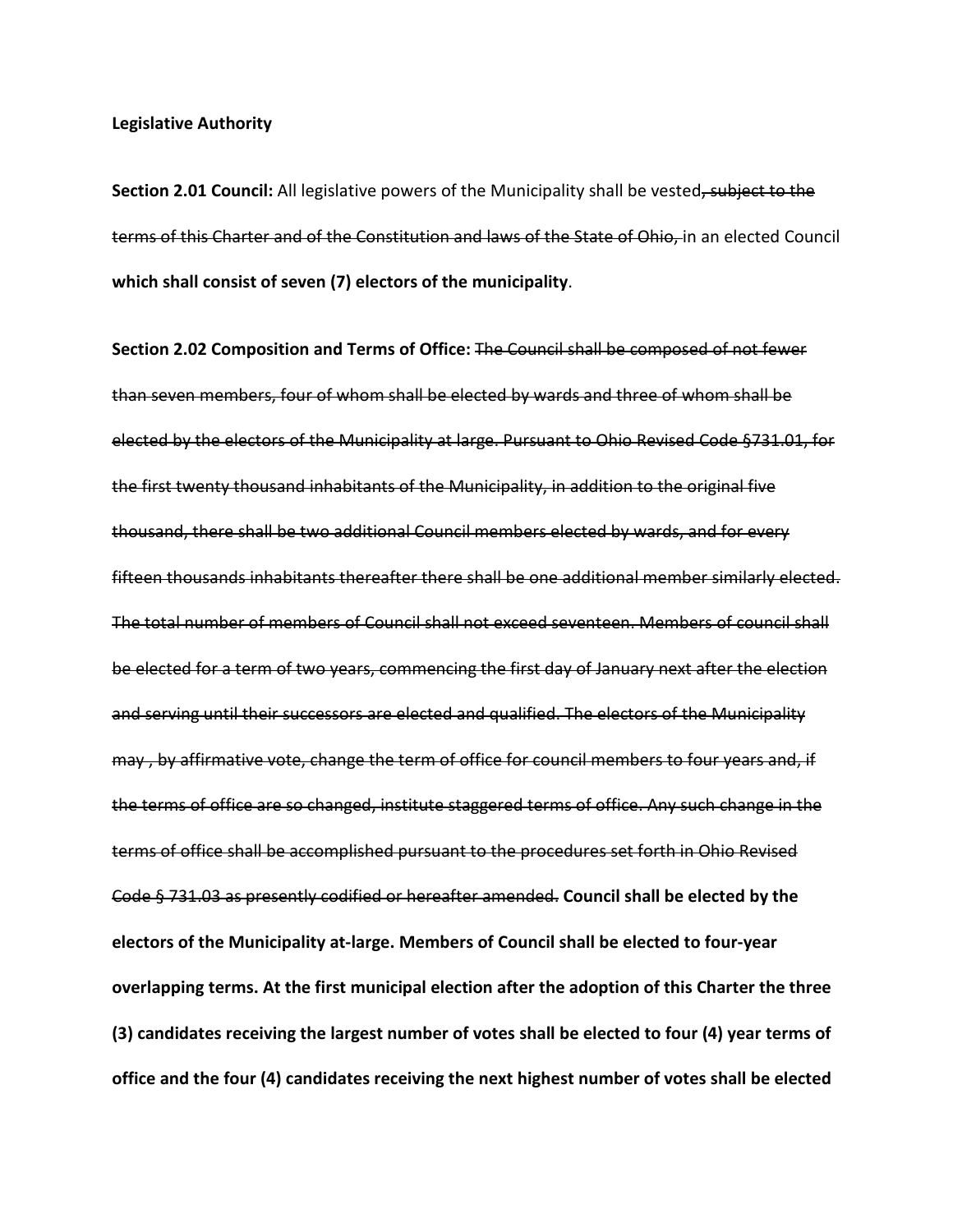**Legislative Authority**

**Section 2.01 Council:** All legislative powers of the Municipality shall be vested~~, subject to the terms of this Charter and of the Constitution and laws of the State of Ohio,~~ in an elected Council **which shall consist of seven (7) electors of the municipality**.

**Section 2.02 Composition and Terms of Office:** ~~The Council shall be composed of not fewer than seven members, four of whom shall be elected by wards and three of whom shall be elected by the electors of the Municipality at large. Pursuant to Ohio Revised Code §731.01, for the first twenty thousand inhabitants of the Municipality, in addition to the original five thousand, there shall be two additional Council members elected by wards, and for every fifteen thousands inhabitants thereafter there shall be one additional member similarly elected. The total number of members of Council shall not exceed seventeen. Members of council shall be elected for a term of two years, commencing the first day of January next after the election and serving until their successors are elected and qualified. The electors of the Municipality may , by affirmative vote, change the term of office for council members to four years and, if the terms of office are so changed, institute staggered terms of office. Any such change in the terms of office shall be accomplished pursuant to the procedures set forth in Ohio Revised Code § 731.03 as presently codified or hereafter amended.~~ **Council shall be elected by the electors of the Municipality at-large. Members of Council shall be elected to four-year overlapping terms. At the first municipal election after the adoption of this Charter the three (3) candidates receiving the largest number of votes shall be elected to four (4) year terms of office and the four (4) candidates receiving the next highest number of votes shall be elected**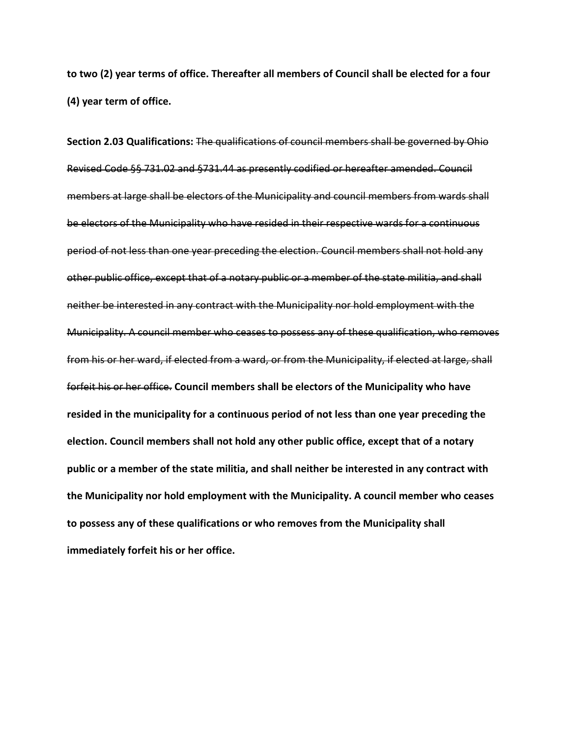**to two (2) year terms of office. Thereafter all members of Council shall be elected for a four (4) year term of office.**

**Section 2.03 Qualifications:** ~~The qualifications of council members shall be governed by Ohio Revised Code §§ 731.02 and §731.44 as presently codified or hereafter amended. Council members at large shall be electors of the Municipality and council members from wards shall be electors of the Municipality who have resided in their respective wards for a continuous period of not less than one year preceding the election. Council members shall not hold any other public office, except that of a notary public or a member of the state militia, and shall neither be interested in any contract with the Municipality nor hold employment with the Municipality. A council member who ceases to possess any of these qualification, who removes from his or her ward, if elected from a ward, or from the Municipality, if elected at large, shall forfeit his or her office.~~ **Council members shall be electors of the Municipality who have resided in the municipality for a continuous period of not less than one year preceding the election. Council members shall not hold any other public office, except that of a notary public or a member of the state militia, and shall neither be interested in any contract with the Municipality nor hold employment with the Municipality. A council member who ceases to possess any of these qualifications or who removes from the Municipality shall immediately forfeit his or her office.**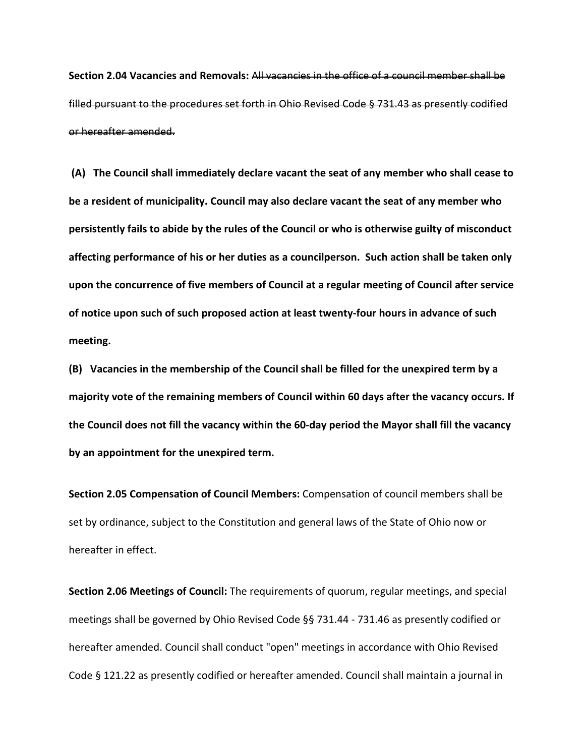**Section 2.04 Vacancies and Removals:** ~~All vacancies in the office of a council member shall be filled pursuant to the procedures set forth in Ohio Revised Code § 731.43 as presently codified or hereafter amended.~~

**(A) The Council shall immediately declare vacant the seat of any member who shall cease to be a resident of municipality. Council may also declare vacant the seat of any member who persistently fails to abide by the rules of the Council or who is otherwise guilty of misconduct affecting performance of his or her duties as a councilperson. Such action shall be taken only upon the concurrence of five members of Council at a regular meeting of Council after service of notice upon such of such proposed action at least twenty-four hours in advance of such meeting.**

**(B) Vacancies in the membership of the Council shall be filled for the unexpired term by a majority vote of the remaining members of Council within 60 days after the vacancy occurs. If the Council does not fill the vacancy within the 60-day period the Mayor shall fill the vacancy by an appointment for the unexpired term.**

**Section 2.05 Compensation of Council Members:** Compensation of council members shall be set by ordinance, subject to the Constitution and general laws of the State of Ohio now or hereafter in effect.

**Section 2.06 Meetings of Council:** The requirements of quorum, regular meetings, and special meetings shall be governed by Ohio Revised Code §§ 731.44 - 731.46 as presently codified or hereafter amended. Council shall conduct "open" meetings in accordance with Ohio Revised Code § 121.22 as presently codified or hereafter amended. Council shall maintain a journal in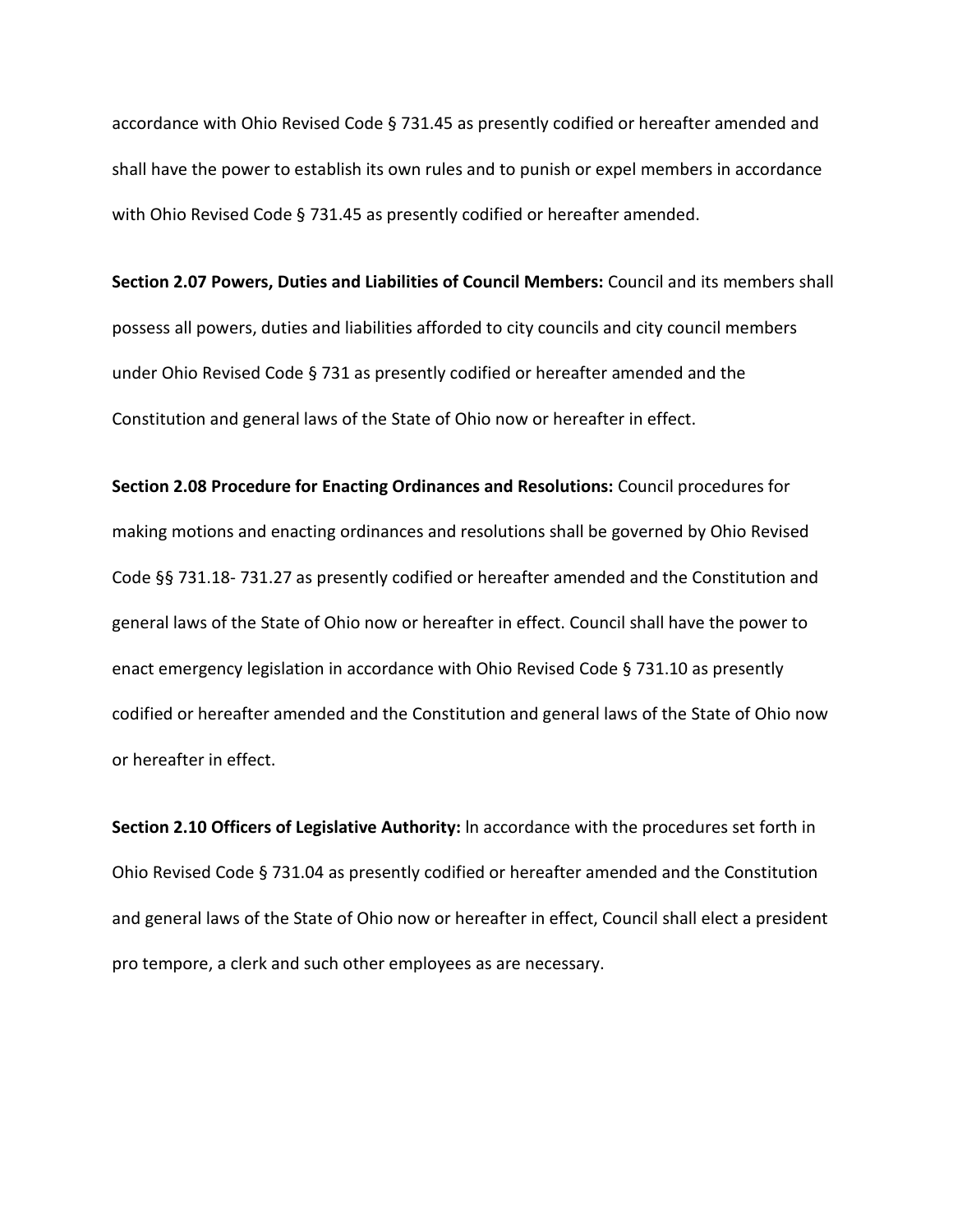accordance with Ohio Revised Code § 731.45 as presently codified or hereafter amended and shall have the power to establish its own rules and to punish or expel members in accordance with Ohio Revised Code § 731.45 as presently codified or hereafter amended.

**Section 2.07 Powers, Duties and Liabilities of Council Members:** Council and its members shall possess all powers, duties and liabilities afforded to city councils and city council members under Ohio Revised Code § 731 as presently codified or hereafter amended and the Constitution and general laws of the State of Ohio now or hereafter in effect.

**Section 2.08 Procedure for Enacting Ordinances and Resolutions:** Council procedures for making motions and enacting ordinances and resolutions shall be governed by Ohio Revised Code §§ 731.18- 731.27 as presently codified or hereafter amended and the Constitution and general laws of the State of Ohio now or hereafter in effect. Council shall have the power to enact emergency legislation in accordance with Ohio Revised Code § 731.10 as presently codified or hereafter amended and the Constitution and general laws of the State of Ohio now or hereafter in effect.

**Section 2.10 Officers of Legislative Authority:** In accordance with the procedures set forth in Ohio Revised Code § 731.04 as presently codified or hereafter amended and the Constitution and general laws of the State of Ohio now or hereafter in effect, Council shall elect a president pro tempore, a clerk and such other employees as are necessary.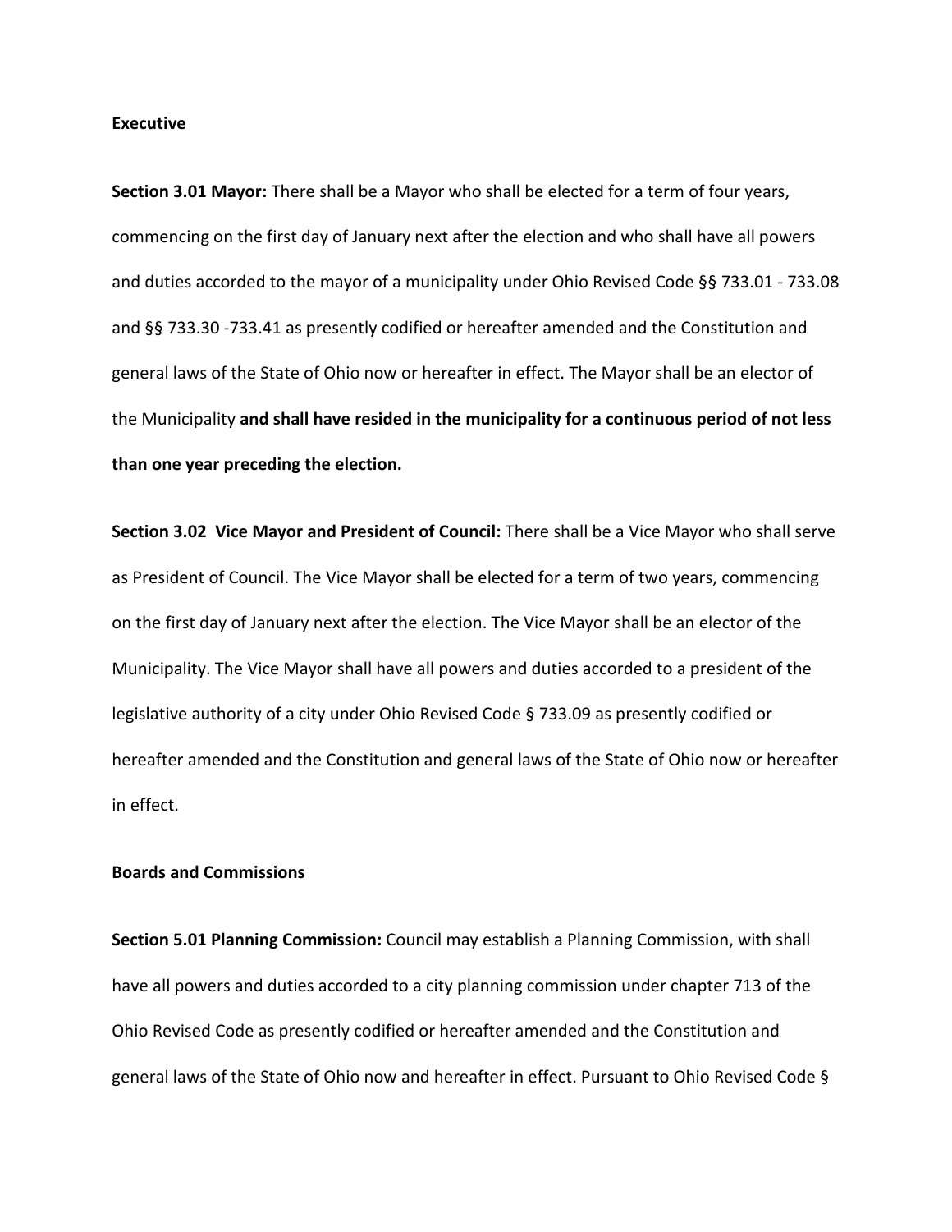**Executive**

**Section 3.01 Mayor:** There shall be a Mayor who shall be elected for a term of four years, commencing on the first day of January next after the election and who shall have all powers and duties accorded to the mayor of a municipality under Ohio Revised Code §§ 733.01 - 733.08 and §§ 733.30 -733.41 as presently codified or hereafter amended and the Constitution and general laws of the State of Ohio now or hereafter in effect. The Mayor shall be an elector of the Municipality **and shall have resided in the municipality for a continuous period of not less than one year preceding the election.**

**Section 3.02 Vice Mayor and President of Council:** There shall be a Vice Mayor who shall serve as President of Council. The Vice Mayor shall be elected for a term of two years, commencing on the first day of January next after the election. The Vice Mayor shall be an elector of the Municipality. The Vice Mayor shall have all powers and duties accorded to a president of the legislative authority of a city under Ohio Revised Code § 733.09 as presently codified or hereafter amended and the Constitution and general laws of the State of Ohio now or hereafter in effect.

**Boards and Commissions**

**Section 5.01 Planning Commission:** Council may establish a Planning Commission, with shall have all powers and duties accorded to a city planning commission under chapter 713 of the Ohio Revised Code as presently codified or hereafter amended and the Constitution and general laws of the State of Ohio now and hereafter in effect. Pursuant to Ohio Revised Code §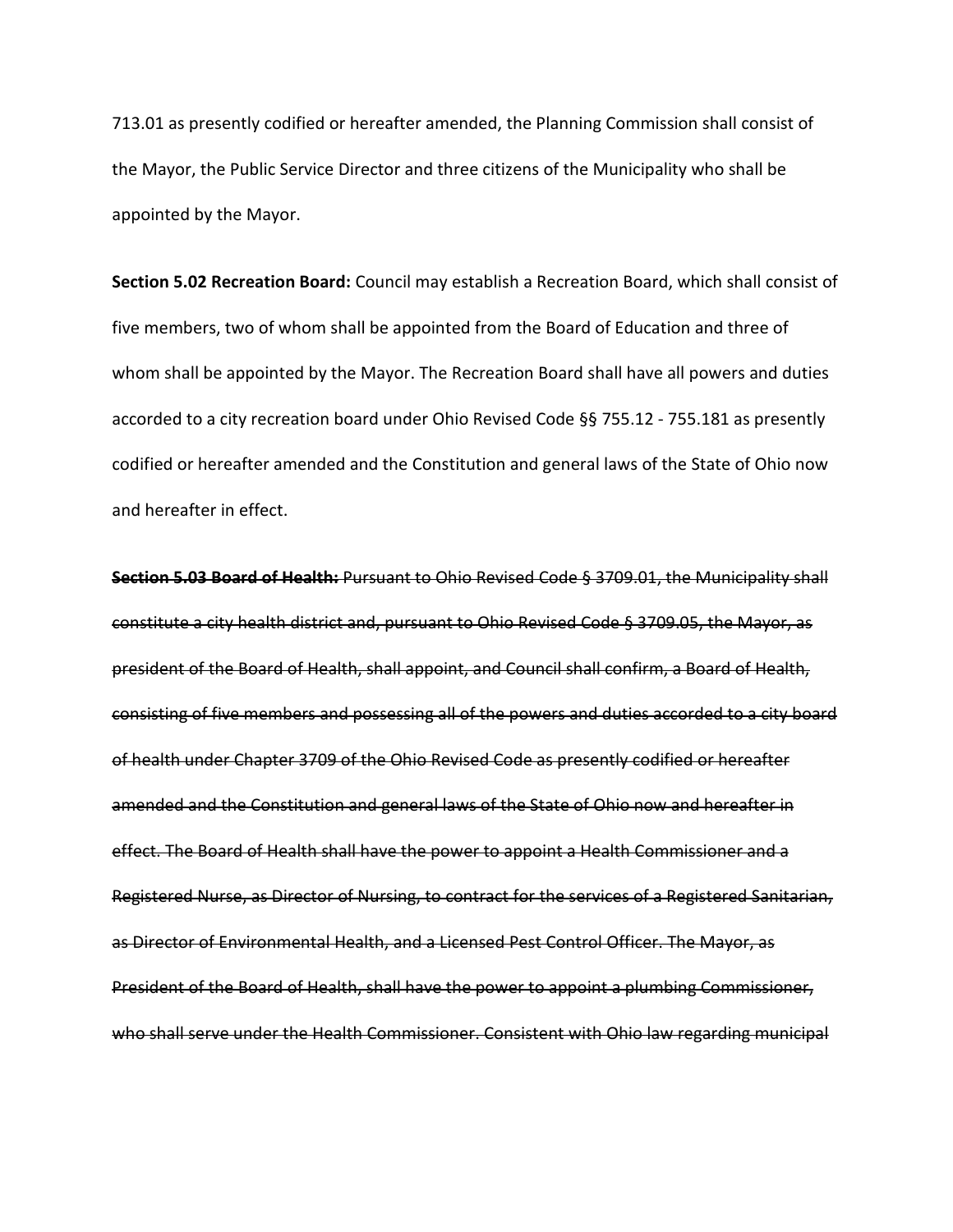713.01 as presently codified or hereafter amended, the Planning Commission shall consist of the Mayor, the Public Service Director and three citizens of the Municipality who shall be appointed by the Mayor.

**Section 5.02 Recreation Board:** Council may establish a Recreation Board, which shall consist of five members, two of whom shall be appointed from the Board of Education and three of whom shall be appointed by the Mayor. The Recreation Board shall have all powers and duties accorded to a city recreation board under Ohio Revised Code §§ 755.12 - 755.181 as presently codified or hereafter amended and the Constitution and general laws of the State of Ohio now and hereafter in effect.

~~**Section 5.03 Board of Health:** Pursuant to Ohio Revised Code § 3709.01, the Municipality shall constitute a city health district and, pursuant to Ohio Revised Code § 3709.05, the Mayor, as president of the Board of Health, shall appoint, and Council shall confirm, a Board of Health, consisting of five members and possessing all of the powers and duties accorded to a city board of health under Chapter 3709 of the Ohio Revised Code as presently codified or hereafter amended and the Constitution and general laws of the State of Ohio now and hereafter in effect. The Board of Health shall have the power to appoint a Health Commissioner and a Registered Nurse, as Director of Nursing, to contract for the services of a Registered Sanitarian, as Director of Environmental Health, and a Licensed Pest Control Officer. The Mayor, as President of the Board of Health, shall have the power to appoint a plumbing Commissioner, who shall serve under the Health Commissioner. Consistent with Ohio law regarding municipal~~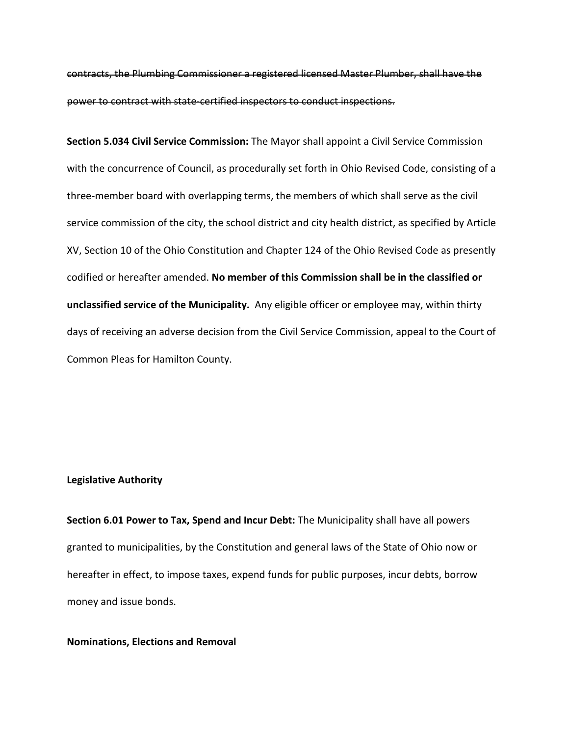~~contracts, the Plumbing Commissioner a registered licensed Master Plumber, shall have the power to contract with state-certified inspectors to conduct inspections.~~

**Section 5.034 Civil Service Commission:** The Mayor shall appoint a Civil Service Commission with the concurrence of Council, as procedurally set forth in Ohio Revised Code, consisting of a three-member board with overlapping terms, the members of which shall serve as the civil service commission of the city, the school district and city health district, as specified by Article XV, Section 10 of the Ohio Constitution and Chapter 124 of the Ohio Revised Code as presently codified or hereafter amended. **No member of this Commission shall be in the classified or unclassified service of the Municipality.** Any eligible officer or employee may, within thirty days of receiving an adverse decision from the Civil Service Commission, appeal to the Court of Common Pleas for Hamilton County.

**Legislative Authority**

**Section 6.01 Power to Tax, Spend and Incur Debt:** The Municipality shall have all powers granted to municipalities, by the Constitution and general laws of the State of Ohio now or hereafter in effect, to impose taxes, expend funds for public purposes, incur debts, borrow money and issue bonds.

**Nominations, Elections and Removal**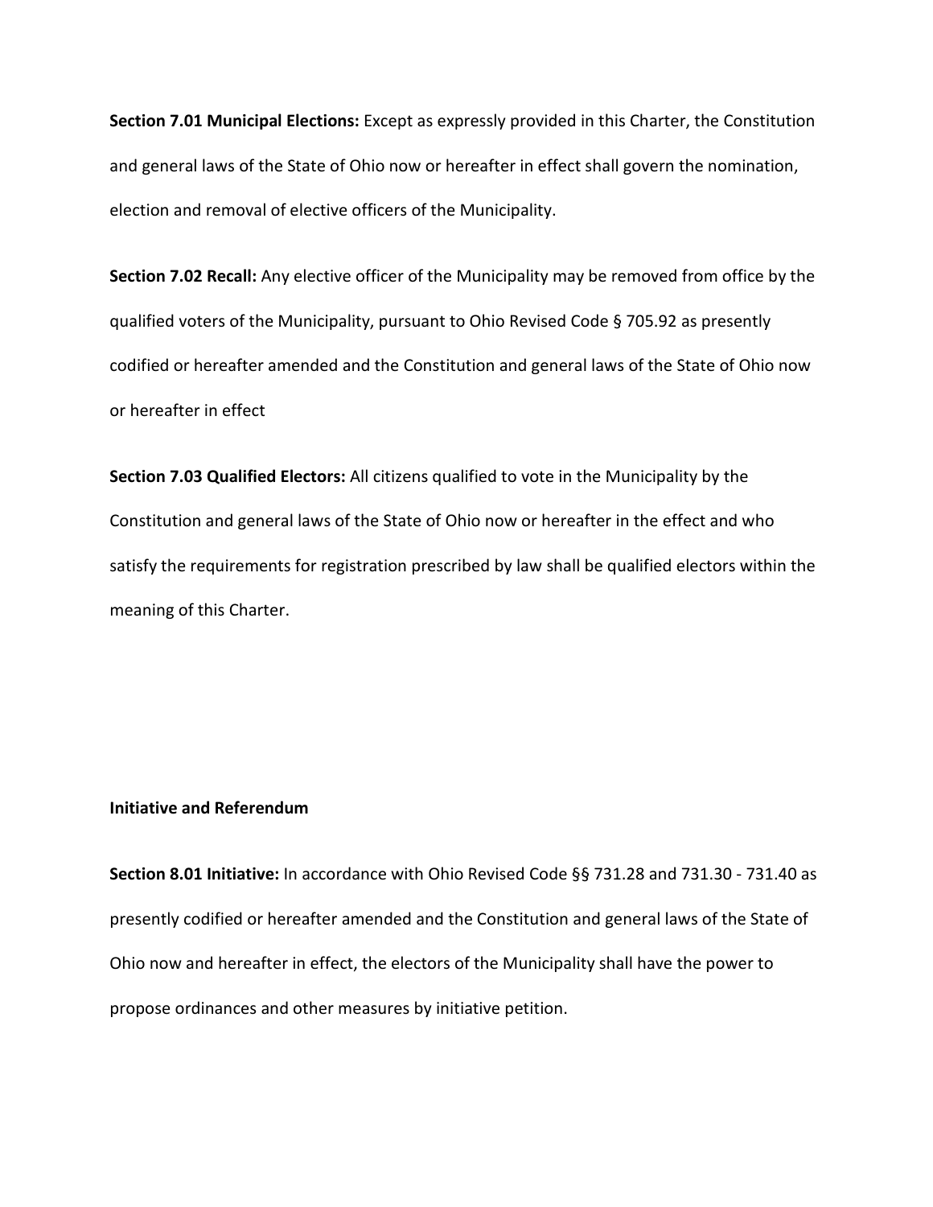**Section 7.01 Municipal Elections:** Except as expressly provided in this Charter, the Constitution and general laws of the State of Ohio now or hereafter in effect shall govern the nomination, election and removal of elective officers of the Municipality.

**Section 7.02 Recall:** Any elective officer of the Municipality may be removed from office by the qualified voters of the Municipality, pursuant to Ohio Revised Code § 705.92 as presently codified or hereafter amended and the Constitution and general laws of the State of Ohio now or hereafter in effect

**Section 7.03 Qualified Electors:** All citizens qualified to vote in the Municipality by the Constitution and general laws of the State of Ohio now or hereafter in the effect and who satisfy the requirements for registration prescribed by law shall be qualified electors within the meaning of this Charter.

## Initiative and Referendum

**Section 8.01 Initiative:** In accordance with Ohio Revised Code §§ 731.28 and 731.30 - 731.40 as presently codified or hereafter amended and the Constitution and general laws of the State of Ohio now and hereafter in effect, the electors of the Municipality shall have the power to propose ordinances and other measures by initiative petition.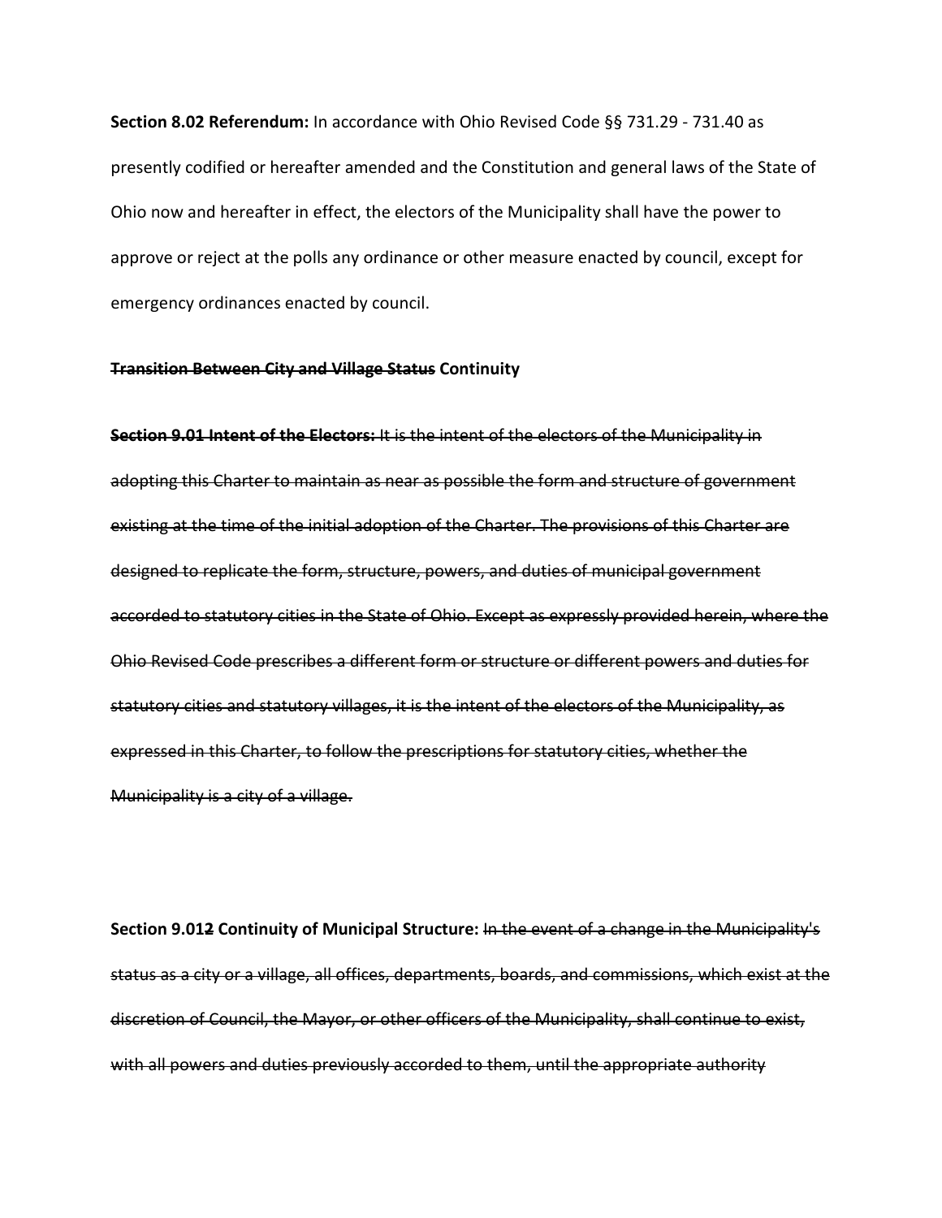**Section 8.02 Referendum:** In accordance with Ohio Revised Code §§ 731.29 - 731.40 as presently codified or hereafter amended and the Constitution and general laws of the State of Ohio now and hereafter in effect, the electors of the Municipality shall have the power to approve or reject at the polls any ordinance or other measure enacted by council, except for emergency ordinances enacted by council.

**~~Transition Between City and Village Status~~ Continuity**

~~**Section 9.01 Intent of the Electors:** It is the intent of the electors of the Municipality in adopting this Charter to maintain as near as possible the form and structure of government existing at the time of the initial adoption of the Charter. The provisions of this Charter are designed to replicate the form, structure, powers, and duties of municipal government accorded to statutory cities in the State of Ohio. Except as expressly provided herein, where the Ohio Revised Code prescribes a different form or structure or different powers and duties for statutory cities and statutory villages, it is the intent of the electors of the Municipality, as expressed in this Charter, to follow the prescriptions for statutory cities, whether the Municipality is a city of a village.~~

**Section 9.01~~2~~ Continuity of Municipal Structure:** ~~In the event of a change in the Municipality's status as a city or a village, all offices, departments, boards, and commissions, which exist at the discretion of Council, the Mayor, or other officers of the Municipality, shall continue to exist, with all powers and duties previously accorded to them, until the appropriate authority~~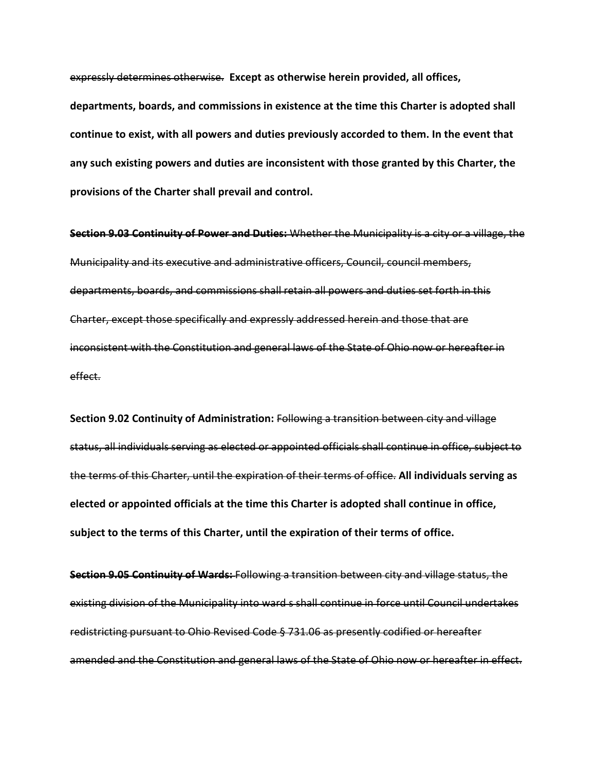~~expressly determines otherwise.~~ **Except as otherwise herein provided, all offices, departments, boards, and commissions in existence at the time this Charter is adopted shall continue to exist, with all powers and duties previously accorded to them. In the event that any such existing powers and duties are inconsistent with those granted by this Charter, the provisions of the Charter shall prevail and control.**

~~**Section 9.03 Continuity of Power and Duties:** Whether the Municipality is a city or a village, the Municipality and its executive and administrative officers, Council, council members, departments, boards, and commissions shall retain all powers and duties set forth in this Charter, except those specifically and expressly addressed herein and those that are inconsistent with the Constitution and general laws of the State of Ohio now or hereafter in effect.~~

**Section 9.02 Continuity of Administration:** ~~Following a transition between city and village status, all individuals serving as elected or appointed officials shall continue in office, subject to the terms of this Charter, until the expiration of their terms of office.~~ **All individuals serving as elected or appointed officials at the time this Charter is adopted shall continue in office, subject to the terms of this Charter, until the expiration of their terms of office.**

~~**Section 9.05 Continuity of Wards:** Following a transition between city and village status, the existing division of the Municipality into ward s shall continue in force until Council undertakes redistricting pursuant to Ohio Revised Code § 731.06 as presently codified or hereafter amended and the Constitution and general laws of the State of Ohio now or hereafter in effect.~~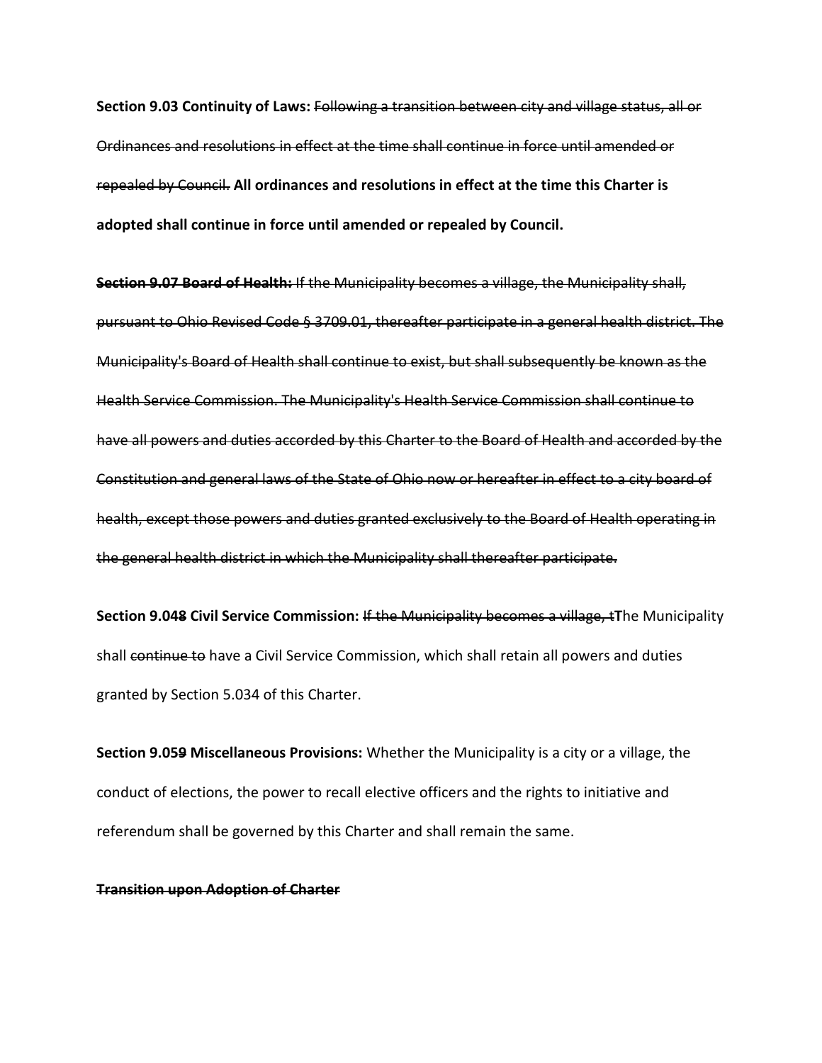**Section 9.03 Continuity of Laws:** ~~Following a transition between city and village status, all or Ordinances and resolutions in effect at the time shall continue in force until amended or repealed by Council.~~ **All ordinances and resolutions in effect at the time this Charter is adopted shall continue in force until amended or repealed by Council.**

~~**Section 9.07 Board of Health:** If the Municipality becomes a village, the Municipality shall, pursuant to Ohio Revised Code § 3709.01, thereafter participate in a general health district. The Municipality's Board of Health shall continue to exist, but shall subsequently be known as the Health Service Commission. The Municipality's Health Service Commission shall continue to have all powers and duties accorded by this Charter to the Board of Health and accorded by the Constitution and general laws of the State of Ohio now or hereafter in effect to a city board of health, except those powers and duties granted exclusively to the Board of Health operating in the general health district in which the Municipality shall thereafter participate.~~

**Section 9.04~~8~~ Civil Service Commission:** ~~If the Municipality becomes a village, t~~**T**he Municipality shall ~~continue to~~ have a Civil Service Commission, which shall retain all powers and duties granted by Section 5.034 of this Charter.

**Section 9.05~~9~~ Miscellaneous Provisions:** Whether the Municipality is a city or a village, the conduct of elections, the power to recall elective officers and the rights to initiative and referendum shall be governed by this Charter and shall remain the same.

~~**Transition upon Adoption of Charter**~~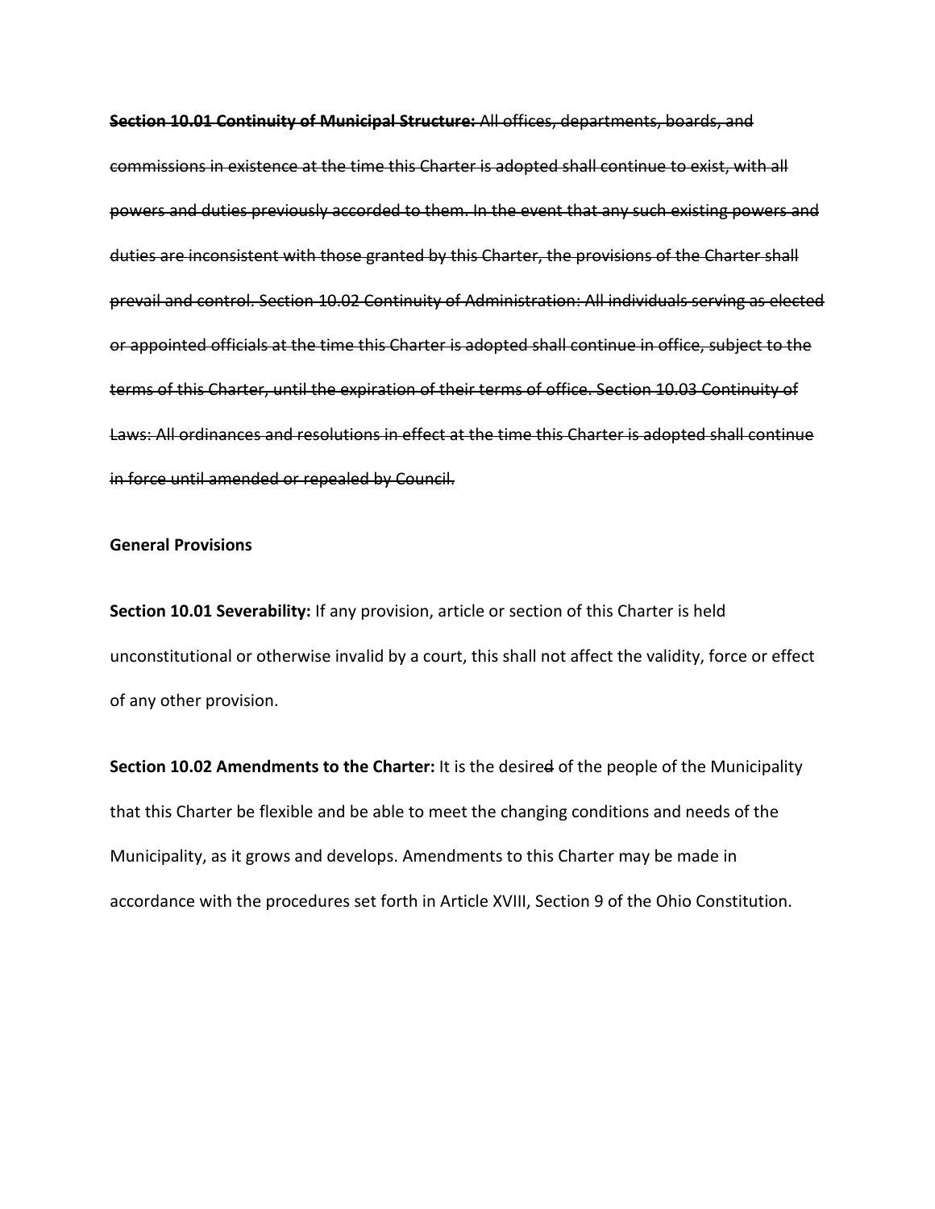~~**Section 10.01 Continuity of Municipal Structure:** All offices, departments, boards, and commissions in existence at the time this Charter is adopted shall continue to exist, with all powers and duties previously accorded to them. In the event that any such existing powers and duties are inconsistent with those granted by this Charter, the provisions of the Charter shall prevail and control. Section 10.02 Continuity of Administration: All individuals serving as elected or appointed officials at the time this Charter is adopted shall continue in office, subject to the terms of this Charter, until the expiration of their terms of office. Section 10.03 Continuity of Laws: All ordinances and resolutions in effect at the time this Charter is adopted shall continue in force until amended or repealed by Council.~~

**General Provisions**

**Section 10.01 Severability:** If any provision, article or section of this Charter is held unconstitutional or otherwise invalid by a court, this shall not affect the validity, force or effect of any other provision.

**Section 10.02 Amendments to the Charter:** It is the desire~~d~~ of the people of the Municipality that this Charter be flexible and be able to meet the changing conditions and needs of the Municipality, as it grows and develops. Amendments to this Charter may be made in accordance with the procedures set forth in Article XVIII, Section 9 of the Ohio Constitution.